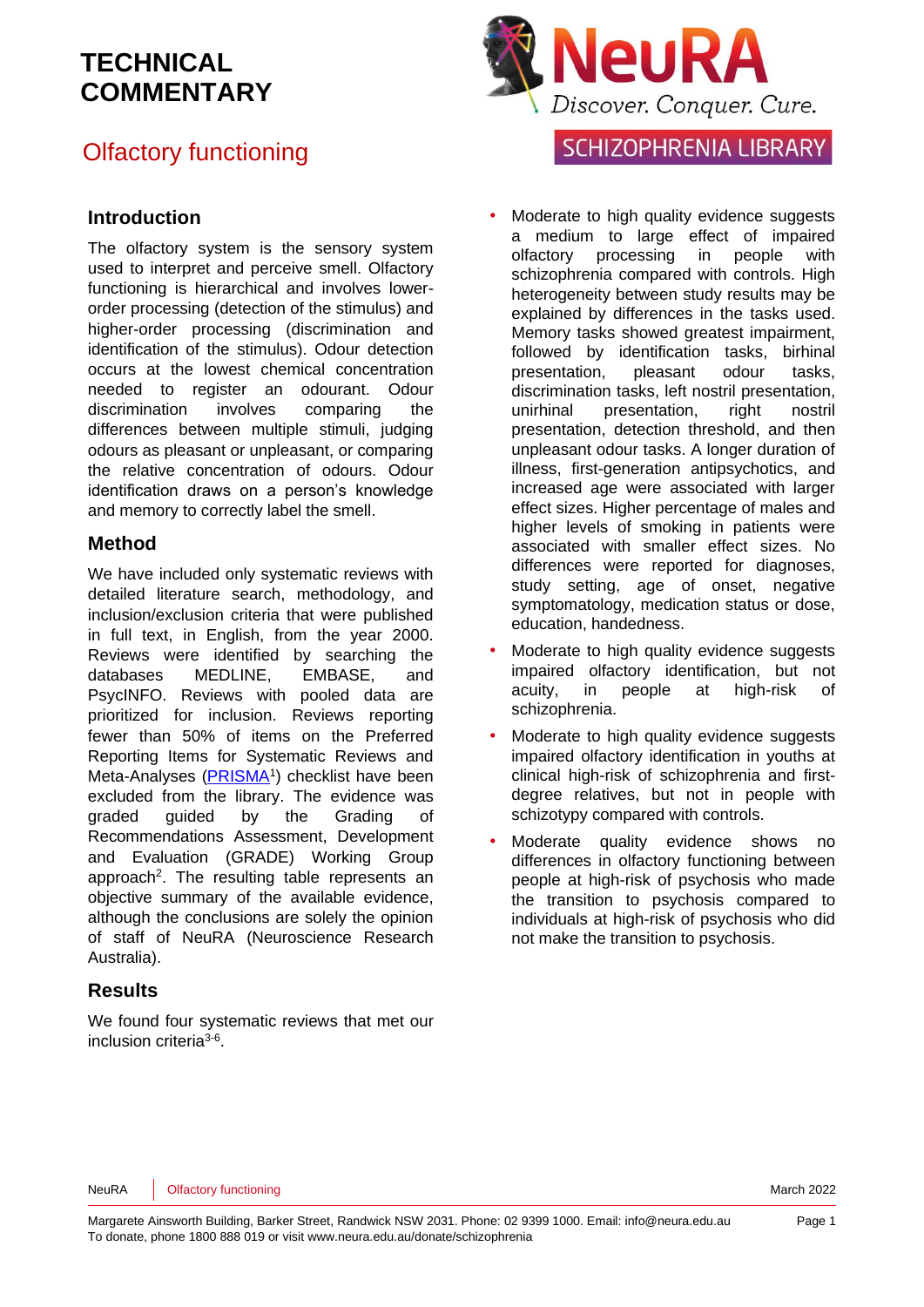# TECHNICAL COMMENTARY

NeuRA
Discover. Conquer. Cure.

SCHIZOPHRENIA LIBRARY

## Olfactory functioning

### Introduction

The olfactory system is the sensory system used to interpret and perceive smell. Olfactory functioning is hierarchical and involves lower-order processing (detection of the stimulus) and higher-order processing (discrimination and identification of the stimulus). Odour detection occurs at the lowest chemical concentration needed to register an odourant. Odour discrimination involves comparing the differences between multiple stimuli, judging odours as pleasant or unpleasant, or comparing the relative concentration of odours. Odour identification draws on a person's knowledge and memory to correctly label the smell.

### Method

We have included only systematic reviews with detailed literature search, methodology, and inclusion/exclusion criteria that were published in full text, in English, from the year 2000. Reviews were identified by searching the databases MEDLINE, EMBASE, and PsycINFO. Reviews with pooled data are prioritized for inclusion. Reviews reporting fewer than 50% of items on the Preferred Reporting Items for Systematic Reviews and Meta-Analyses (PRISMA[1]) checklist have been excluded from the library. The evidence was graded guided by the Grading of Recommendations Assessment, Development and Evaluation (GRADE) Working Group approach[2]. The resulting table represents an objective summary of the available evidence, although the conclusions are solely the opinion of staff of NeuRA (Neuroscience Research Australia).

### Results

We found four systematic reviews that met our inclusion criteria[3-6].

- Moderate to high quality evidence suggests a medium to large effect of impaired olfactory processing in people with schizophrenia compared with controls. High heterogeneity between study results may be explained by differences in the tasks used. Memory tasks showed greatest impairment, followed by identification tasks, birhinal presentation, pleasant odour tasks, discrimination tasks, left nostril presentation, unirhinal presentation, right nostril presentation, detection threshold, and then unpleasant odour tasks. A longer duration of illness, first-generation antipsychotics, and increased age were associated with larger effect sizes. Higher percentage of males and higher levels of smoking in patients were associated with smaller effect sizes. No differences were reported for diagnoses, study setting, age of onset, negative symptomatology, medication status or dose, education, handedness.
- Moderate to high quality evidence suggests impaired olfactory identification, but not acuity, in people at high-risk of schizophrenia.
- Moderate to high quality evidence suggests impaired olfactory identification in youths at clinical high-risk of schizophrenia and first-degree relatives, but not in people with schizotypy compared with controls.
- Moderate quality evidence shows no differences in olfactory functioning between people at high-risk of psychosis who made the transition to psychosis compared to individuals at high-risk of psychosis who did not make the transition to psychosis.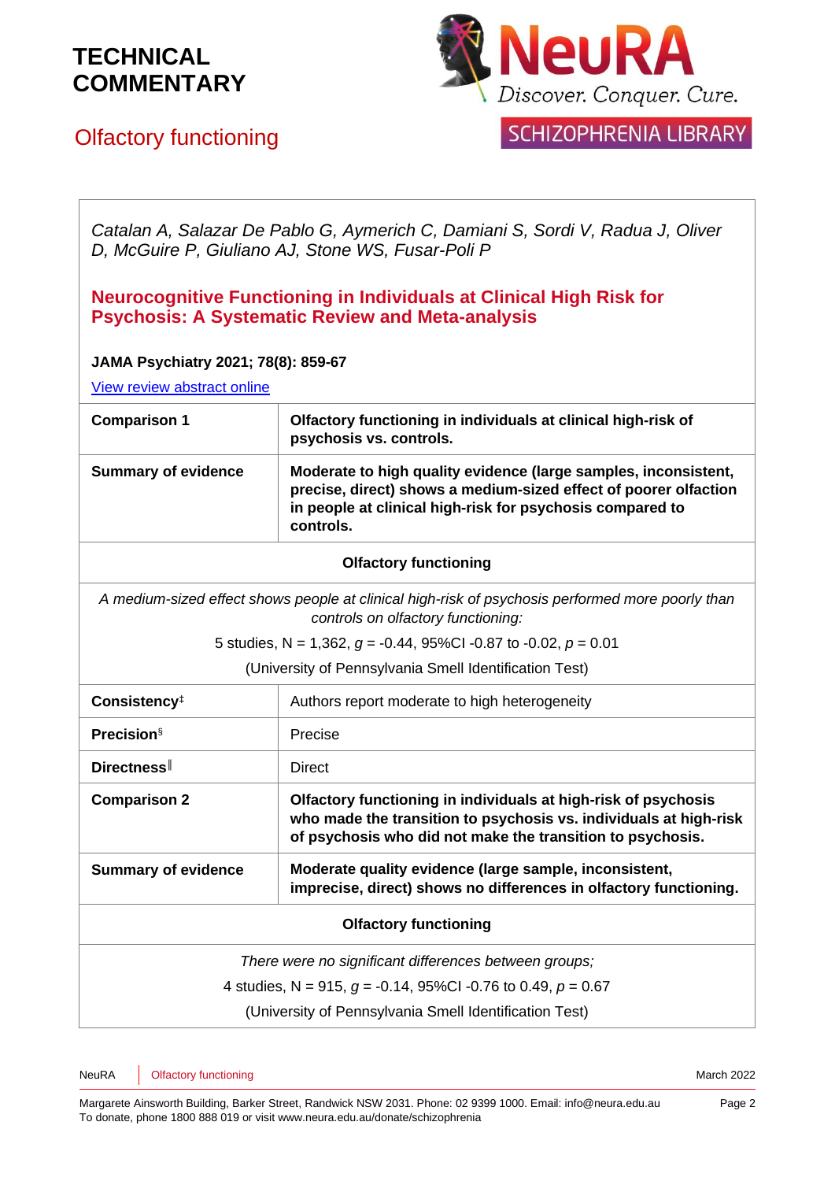# TECHNICAL COMMENTARY

## Olfactory functioning

*Catalan A, Salazar De Pablo G, Aymerich C, Damiani S, Sordi V, Radua J, Oliver D, McGuire P, Giuliano AJ, Stone WS, Fusar-Poli P*

### Neurocognitive Functioning in Individuals at Clinical High Risk for Psychosis: A Systematic Review and Meta-analysis

**JAMA Psychiatry 2021; 78(8): 859-67**

View review abstract online

| **Comparison 1** | **Olfactory functioning in individuals at clinical high-risk of psychosis vs. controls.** |
|---|---|
| **Summary of evidence** | **Moderate to high quality evidence (large samples, inconsistent, precise, direct) shows a medium-sized effect of poorer olfaction in people at clinical high-risk for psychosis compared to controls.** |
| **Olfactory functioning** | |
| *A medium-sized effect shows people at clinical high-risk of psychosis performed more poorly than controls on olfactory functioning:* 5 studies, N = 1,362, $g$ = -0.44, 95%CI -0.87 to -0.02, $p$ = 0.01 (University of Pennsylvania Smell Identification Test) | |
| **Consistency**‡ | Authors report moderate to high heterogeneity |
| **Precision**§ | Precise |
| **Directness**‖ | Direct |
| **Comparison 2** | **Olfactory functioning in individuals at high-risk of psychosis who made the transition to psychosis vs. individuals at high-risk of psychosis who did not make the transition to psychosis.** |
| **Summary of evidence** | **Moderate quality evidence (large sample, inconsistent, imprecise, direct) shows no differences in olfactory functioning.** |
| **Olfactory functioning** | |
| *There were no significant differences between groups;* 4 studies, N = 915, $g$ = -0.14, 95%CI -0.76 to 0.49, $p$ = 0.67 (University of Pennsylvania Smell Identification Test) | |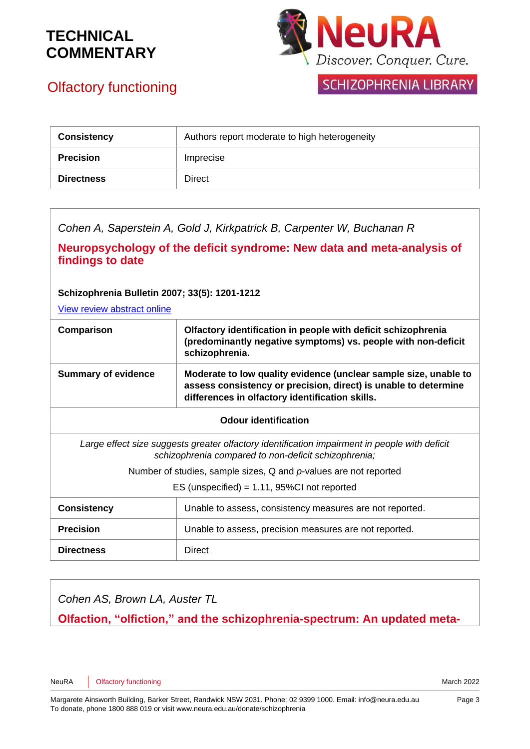| | |
|---|---|
| **Consistency** | Authors report moderate to high heterogeneity |
| **Precision** | Imprecise |
| **Directness** | Direct |

*Cohen A, Saperstein A, Gold J, Kirkpatrick B, Carpenter W, Buchanan R*

**Neuropsychology of the deficit syndrome: New data and meta-analysis of findings to date**

**Schizophrenia Bulletin 2007; 33(5): 1201-1212**

View review abstract online

| | |
|---|---|
| **Comparison** | **Olfactory identification in people with deficit schizophrenia (predominantly negative symptoms) vs. people with non-deficit schizophrenia.** |
| **Summary of evidence** | **Moderate to low quality evidence (unclear sample size, unable to assess consistency or precision, direct) is unable to determine differences in olfactory identification skills.** |
| **Odour identification** | |
| *Large effect size suggests greater olfactory identification impairment in people with deficit schizophrenia compared to non-deficit schizophrenia;* Number of studies, sample sizes, Q and *p*-values are not reported. ES (unspecified) = 1.11, 95%CI not reported | |
| **Consistency** | Unable to assess, consistency measures are not reported. |
| **Precision** | Unable to assess, precision measures are not reported. |
| **Directness** | Direct |

*Cohen AS, Brown LA, Auster TL*

**Olfaction, "olfiction," and the schizophrenia-spectrum: An updated meta-**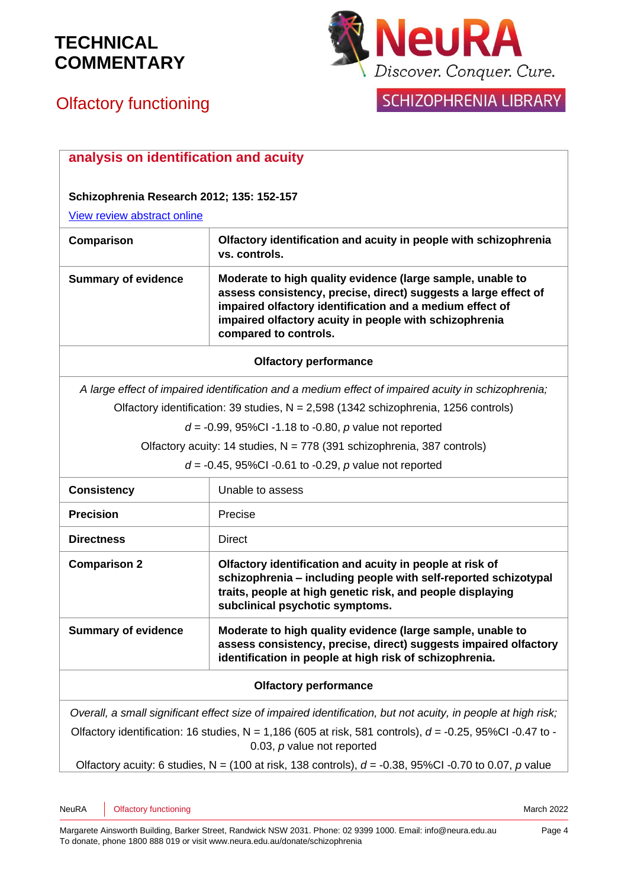**analysis on identification and acuity**

**Schizophrenia Research 2012; 135: 152-157**

[View review abstract online]

| | |
|---|---|
| **Comparison** | **Olfactory identification and acuity in people with schizophrenia vs. controls.** |
| **Summary of evidence** | **Moderate to high quality evidence (large sample, unable to assess consistency, precise, direct) suggests a large effect of impaired olfactory identification and a medium effect of impaired olfactory acuity in people with schizophrenia compared to controls.** |
| **Olfactory performance** | |
| *A large effect of impaired identification and a medium effect of impaired acuity in schizophrenia;* Olfactory identification: 39 studies, N = 2,598 (1342 schizophrenia, 1256 controls) $d$ = -0.99, 95%CI -1.18 to -0.80, $p$ value not reported Olfactory acuity: 14 studies, N = 778 (391 schizophrenia, 387 controls) $d$ = -0.45, 95%CI -0.61 to -0.29, $p$ value not reported | |
| **Consistency** | Unable to assess |
| **Precision** | Precise |
| **Directness** | Direct |
| **Comparison 2** | **Olfactory identification and acuity in people at risk of schizophrenia – including people with self-reported schizotypal traits, people at high genetic risk, and people displaying subclinical psychotic symptoms.** |
| **Summary of evidence** | **Moderate to high quality evidence (large sample, unable to assess consistency, precise, direct) suggests impaired olfactory identification in people at high risk of schizophrenia.** |
| **Olfactory performance** | |
| *Overall, a small significant effect size of impaired identification, but not acuity, in people at high risk;* Olfactory identification: 16 studies, N = 1,186 (605 at risk, 581 controls), $d$ = -0.25, 95%CI -0.47 to -0.03, $p$ value not reported Olfactory acuity: 6 studies, N = (100 at risk, 138 controls), $d$ = -0.38, 95%CI -0.70 to 0.07, $p$ value | |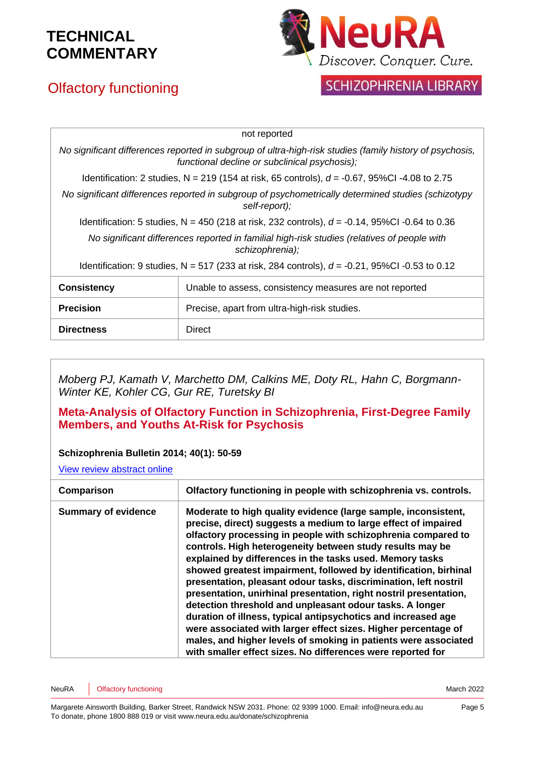| | |
|---|---|
| not reported<br>*No significant differences reported in subgroup of ultra-high-risk studies (family history of psychosis, functional decline or subclinical psychosis);*<br>Identification: 2 studies, N = 219 (154 at risk, 65 controls), *d* = -0.67, 95%CI -4.08 to 2.75<br>*No significant differences reported in subgroup of psychometrically determined studies (schizotypy self-report);*<br>Identification: 5 studies, N = 450 (218 at risk, 232 controls), *d* = -0.14, 95%CI -0.64 to 0.36<br>*No significant differences reported in familial high-risk studies (relatives of people with schizophrenia);*<br>Identification: 9 studies, N = 517 (233 at risk, 284 controls), *d* = -0.21, 95%CI -0.53 to 0.12 | |
| **Consistency** | Unable to assess, consistency measures are not reported |
| **Precision** | Precise, apart from ultra-high-risk studies. |
| **Directness** | Direct |

*Moberg PJ, Kamath V, Marchetto DM, Calkins ME, Doty RL, Hahn C, Borgmann-Winter KE, Kohler CG, Gur RE, Turetsky BI*

**Meta-Analysis of Olfactory Function in Schizophrenia, First-Degree Family Members, and Youths At-Risk for Psychosis**

**Schizophrenia Bulletin 2014; 40(1): 50-59**

View review abstract online

| **Comparison** | **Olfactory functioning in people with schizophrenia vs. controls.** |
|---|---|
| **Summary of evidence** | **Moderate to high quality evidence (large sample, inconsistent, precise, direct) suggests a medium to large effect of impaired olfactory processing in people with schizophrenia compared to controls. High heterogeneity between study results may be explained by differences in the tasks used. Memory tasks showed greatest impairment, followed by identification, birhinal presentation, pleasant odour tasks, discrimination, left nostril presentation, unirhinal presentation, right nostril presentation, detection threshold and unpleasant odour tasks. A longer duration of illness, typical antipsychotics and increased age were associated with larger effect sizes. Higher percentage of males, and higher levels of smoking in patients were associated with smaller effect sizes. No differences were reported for** |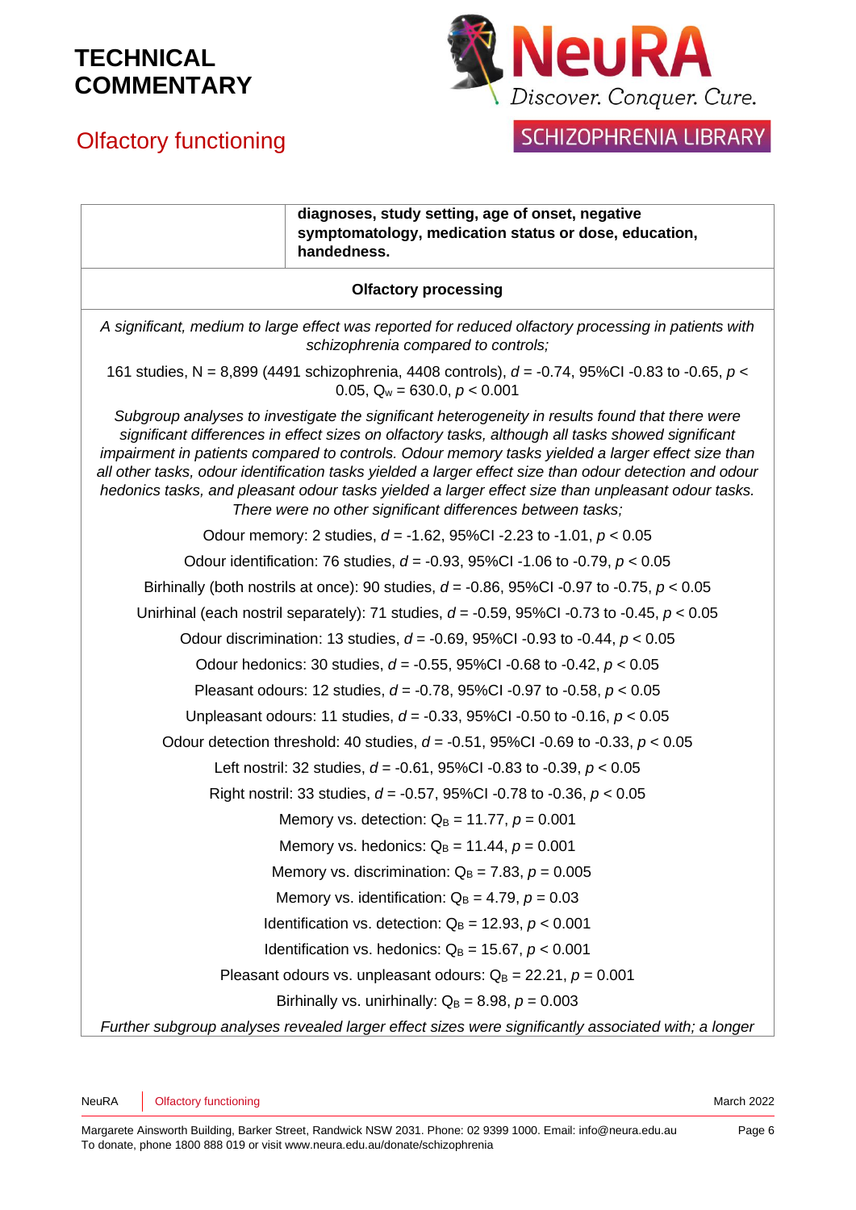| | |
|---|---|
| | **diagnoses, study setting, age of onset, negative symptomatology, medication status or dose, education, handedness.** |

**Olfactory processing**

*A significant, medium to large effect was reported for reduced olfactory processing in patients with schizophrenia compared to controls;*

161 studies, N = 8,899 (4491 schizophrenia, 4408 controls), $d$ = -0.74, 95%CI -0.83 to -0.65, $p < 0.05$, $Q_w$ = 630.0, $p < 0.001$

*Subgroup analyses to investigate the significant heterogeneity in results found that there were significant differences in effect sizes on olfactory tasks, although all tasks showed significant impairment in patients compared to controls. Odour memory tasks yielded a larger effect size than all other tasks, odour identification tasks yielded a larger effect size than odour detection and odour hedonics tasks, and pleasant odour tasks yielded a larger effect size than unpleasant odour tasks. There were no other significant differences between tasks;*

Odour memory: 2 studies, $d$ = -1.62, 95%CI -2.23 to -1.01, $p < 0.05$

Odour identification: 76 studies, $d$ = -0.93, 95%CI -1.06 to -0.79, $p < 0.05$

Birhinally (both nostrils at once): 90 studies, $d$ = -0.86, 95%CI -0.97 to -0.75, $p < 0.05$

Unirhinal (each nostril separately): 71 studies, $d$ = -0.59, 95%CI -0.73 to -0.45, $p < 0.05$

Odour discrimination: 13 studies, $d$ = -0.69, 95%CI -0.93 to -0.44, $p < 0.05$

Odour hedonics: 30 studies, $d$ = -0.55, 95%CI -0.68 to -0.42, $p < 0.05$

Pleasant odours: 12 studies, $d$ = -0.78, 95%CI -0.97 to -0.58, $p < 0.05$

Unpleasant odours: 11 studies, $d$ = -0.33, 95%CI -0.50 to -0.16, $p < 0.05$

Odour detection threshold: 40 studies, $d$ = -0.51, 95%CI -0.69 to -0.33, $p < 0.05$

Left nostril: 32 studies, $d$ = -0.61, 95%CI -0.83 to -0.39, $p < 0.05$

Right nostril: 33 studies, $d$ = -0.57, 95%CI -0.78 to -0.36, $p < 0.05$

Memory vs. detection: $Q_B$ = 11.77, $p$ = 0.001

Memory vs. hedonics: $Q_B$ = 11.44, $p$ = 0.001

Memory vs. discrimination: $Q_B$ = 7.83, $p$ = 0.005

Memory vs. identification: $Q_B$ = 4.79, $p$ = 0.03

Identification vs. detection: $Q_B$ = 12.93, $p < 0.001$

Identification vs. hedonics: $Q_B$ = 15.67, $p < 0.001$

Pleasant odours vs. unpleasant odours: $Q_B$ = 22.21, $p$ = 0.001

Birhinally vs. unirhinally: $Q_B$ = 8.98, $p$ = 0.003

*Further subgroup analyses revealed larger effect sizes were significantly associated with; a longer*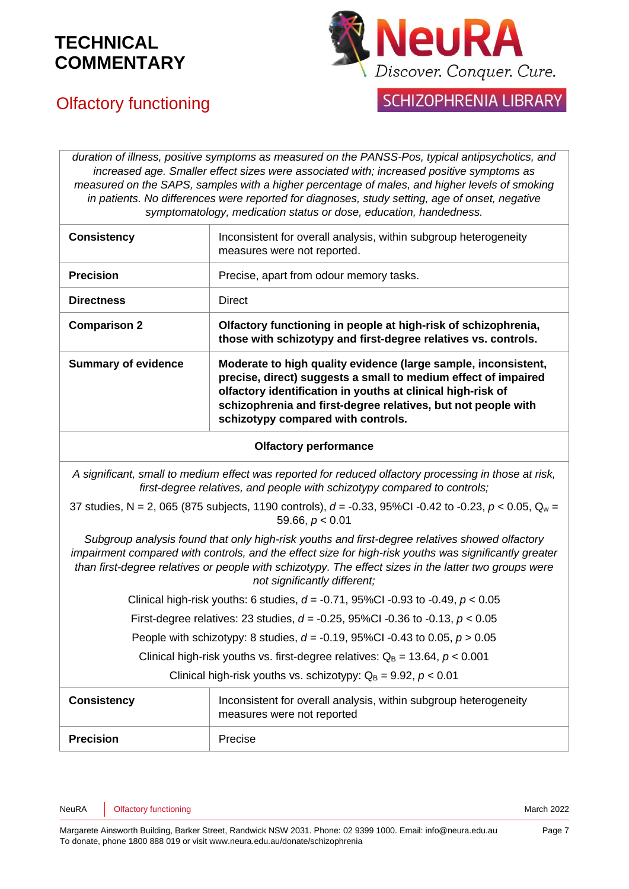| | |
|---|---|
| *duration of illness, positive symptoms as measured on the PANSS-Pos, typical antipsychotics, and increased age. Smaller effect sizes were associated with; increased positive symptoms as measured on the SAPS, samples with a higher percentage of males, and higher levels of smoking in patients. No differences were reported for diagnoses, study setting, age of onset, negative symptomatology, medication status or dose, education, handedness.* | |
| **Consistency** | Inconsistent for overall analysis, within subgroup heterogeneity measures were not reported. |
| **Precision** | Precise, apart from odour memory tasks. |
| **Directness** | Direct |
| **Comparison 2** | **Olfactory functioning in people at high-risk of schizophrenia, those with schizotypy and first-degree relatives vs. controls.** |
| **Summary of evidence** | **Moderate to high quality evidence (large sample, inconsistent, precise, direct) suggests a small to medium effect of impaired olfactory identification in youths at clinical high-risk of schizophrenia and first-degree relatives, but not people with schizotypy compared with controls.** |
| **Olfactory performance** | |
| *A significant, small to medium effect was reported for reduced olfactory processing in those at risk, first-degree relatives, and people with schizotypy compared to controls;*<br><br>37 studies, N = 2, 065 (875 subjects, 1190 controls), $d$ = -0.33, 95%CI -0.42 to -0.23, $p < 0.05$, $Q_w$ = 59.66, $p < 0.01$<br><br>*Subgroup analysis found that only high-risk youths and first-degree relatives showed olfactory impairment compared with controls, and the effect size for high-risk youths was significantly greater than first-degree relatives or people with schizotypy. The effect sizes in the latter two groups were not significantly different;*<br><br>Clinical high-risk youths: 6 studies, $d$ = -0.71, 95%CI -0.93 to -0.49, $p < 0.05$<br><br>First-degree relatives: 23 studies, $d$ = -0.25, 95%CI -0.36 to -0.13, $p < 0.05$<br><br>People with schizotypy: 8 studies, $d$ = -0.19, 95%CI -0.43 to 0.05, $p > 0.05$<br><br>Clinical high-risk youths vs. first-degree relatives: $Q_B$ = 13.64, $p < 0.001$<br><br>Clinical high-risk youths vs. schizotypy: $Q_B$ = 9.92, $p < 0.01$ | |
| **Consistency** | Inconsistent for overall analysis, within subgroup heterogeneity measures were not reported |
| **Precision** | Precise |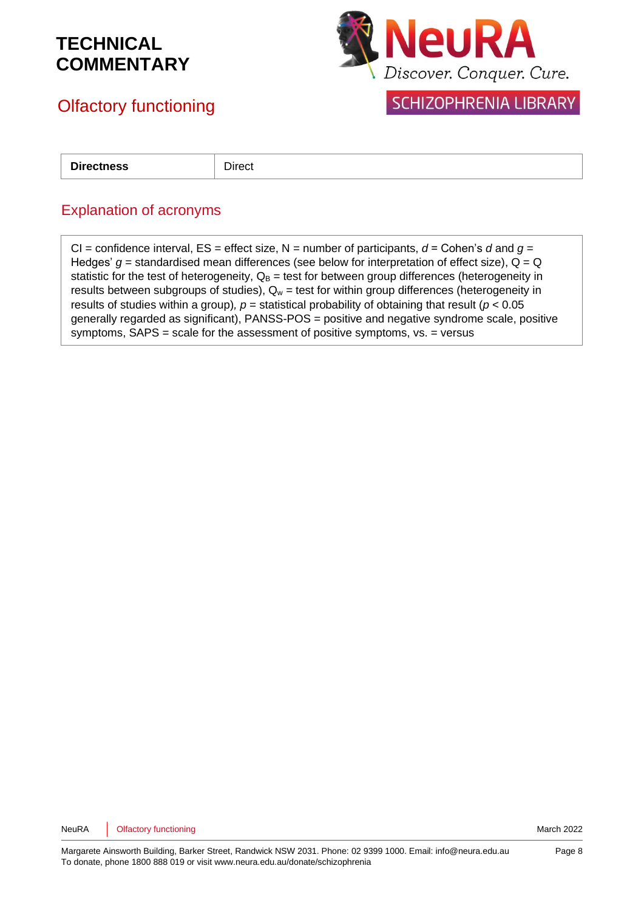| Directness | Direct |
|---|---|

## Explanation of acronyms

CI = confidence interval, ES = effect size, N = number of participants, *d* = Cohen's *d* and *g* = Hedges' *g* = standardised mean differences (see below for interpretation of effect size), Q = Q statistic for the test of heterogeneity, $Q_B$ = test for between group differences (heterogeneity in results between subgroups of studies), $Q_w$ = test for within group differences (heterogeneity in results of studies within a group), *p* = statistical probability of obtaining that result ($p < 0.05$ generally regarded as significant), PANSS-POS = positive and negative syndrome scale, positive symptoms, SAPS = scale for the assessment of positive symptoms, vs. = versus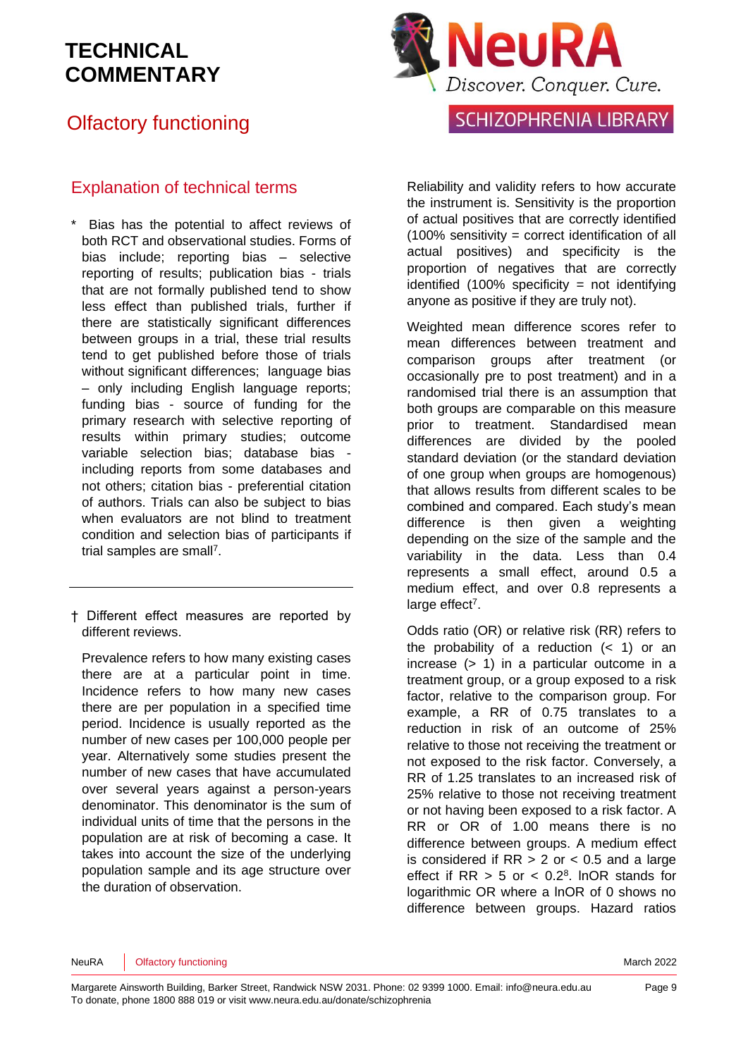# TECHNICAL COMMENTARY

## Olfactory functioning

### Explanation of technical terms

\* Bias has the potential to affect reviews of both RCT and observational studies. Forms of bias include; reporting bias – selective reporting of results; publication bias - trials that are not formally published tend to show less effect than published trials, further if there are statistically significant differences between groups in a trial, these trial results tend to get published before those of trials without significant differences; language bias – only including English language reports; funding bias - source of funding for the primary research with selective reporting of results within primary studies; outcome variable selection bias; database bias - including reports from some databases and not others; citation bias - preferential citation of authors. Trials can also be subject to bias when evaluators are not blind to treatment condition and selection bias of participants if trial samples are small[7].

---

† Different effect measures are reported by different reviews.

Prevalence refers to how many existing cases there are at a particular point in time. Incidence refers to how many new cases there are per population in a specified time period. Incidence is usually reported as the number of new cases per 100,000 people per year. Alternatively some studies present the number of new cases that have accumulated over several years against a person-years denominator. This denominator is the sum of individual units of time that the persons in the population are at risk of becoming a case. It takes into account the size of the underlying population sample and its age structure over the duration of observation.

Reliability and validity refers to how accurate the instrument is. Sensitivity is the proportion of actual positives that are correctly identified (100% sensitivity = correct identification of all actual positives) and specificity is the proportion of negatives that are correctly identified (100% specificity = not identifying anyone as positive if they are truly not).

Weighted mean difference scores refer to mean differences between treatment and comparison groups after treatment (or occasionally pre to post treatment) and in a randomised trial there is an assumption that both groups are comparable on this measure prior to treatment. Standardised mean differences are divided by the pooled standard deviation (or the standard deviation of one group when groups are homogenous) that allows results from different scales to be combined and compared. Each study's mean difference is then given a weighting depending on the size of the sample and the variability in the data. Less than 0.4 represents a small effect, around 0.5 a medium effect, and over 0.8 represents a large effect[7].

Odds ratio (OR) or relative risk (RR) refers to the probability of a reduction (< 1) or an increase (> 1) in a particular outcome in a treatment group, or a group exposed to a risk factor, relative to the comparison group. For example, a RR of 0.75 translates to a reduction in risk of an outcome of 25% relative to those not receiving the treatment or not exposed to the risk factor. Conversely, a RR of 1.25 translates to an increased risk of 25% relative to those not receiving treatment or not having been exposed to a risk factor. A RR or OR of 1.00 means there is no difference between groups. A medium effect is considered if RR > 2 or < 0.5 and a large effect if RR > 5 or < 0.2[8]. lnOR stands for logarithmic OR where a lnOR of 0 shows no difference between groups. Hazard ratios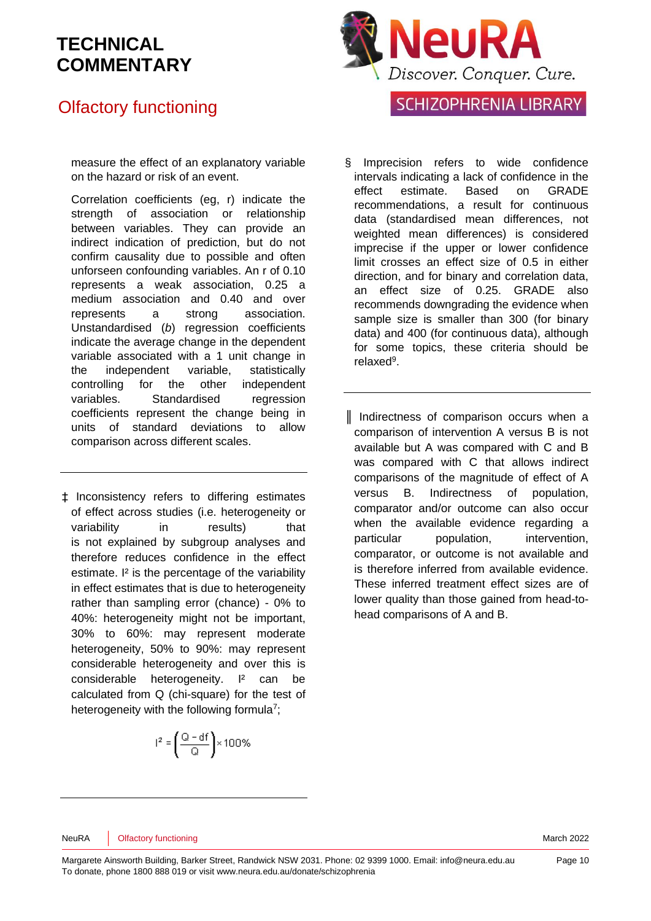measure the effect of an explanatory variable on the hazard or risk of an event.

Correlation coefficients (eg, r) indicate the strength of association or relationship between variables. They can provide an indirect indication of prediction, but do not confirm causality due to possible and often unforseen confounding variables. An r of 0.10 represents a weak association, 0.25 a medium association and 0.40 and over represents a strong association. Unstandardised (*b*) regression coefficients indicate the average change in the dependent variable associated with a 1 unit change in the independent variable, statistically controlling for the other independent variables. Standardised regression coefficients represent the change being in units of standard deviations to allow comparison across different scales.

---

‡ Inconsistency refers to differing estimates of effect across studies (i.e. heterogeneity or variability in results) that is not explained by subgroup analyses and therefore reduces confidence in the effect estimate. I² is the percentage of the variability in effect estimates that is due to heterogeneity rather than sampling error (chance) - 0% to 40%: heterogeneity might not be important, 30% to 60%: may represent moderate heterogeneity, 50% to 90%: may represent considerable heterogeneity and over this is considerable heterogeneity. I² can be calculated from Q (chi-square) for the test of heterogeneity with the following formula[7];

$$I^2 = \left(\frac{Q - df}{Q}\right) \times 100\%$$

---

§ Imprecision refers to wide confidence intervals indicating a lack of confidence in the effect estimate. Based on GRADE recommendations, a result for continuous data (standardised mean differences, not weighted mean differences) is considered imprecise if the upper or lower confidence limit crosses an effect size of 0.5 in either direction, and for binary and correlation data, an effect size of 0.25. GRADE also recommends downgrading the evidence when sample size is smaller than 300 (for binary data) and 400 (for continuous data), although for some topics, these criteria should be relaxed[9].

---

‖ Indirectness of comparison occurs when a comparison of intervention A versus B is not available but A was compared with C and B was compared with C that allows indirect comparisons of the magnitude of effect of A versus B. Indirectness of population, comparator and/or outcome can also occur when the available evidence regarding a particular population, intervention, comparator, or outcome is not available and is therefore inferred from available evidence. These inferred treatment effect sizes are of lower quality than those gained from head-to-head comparisons of A and B.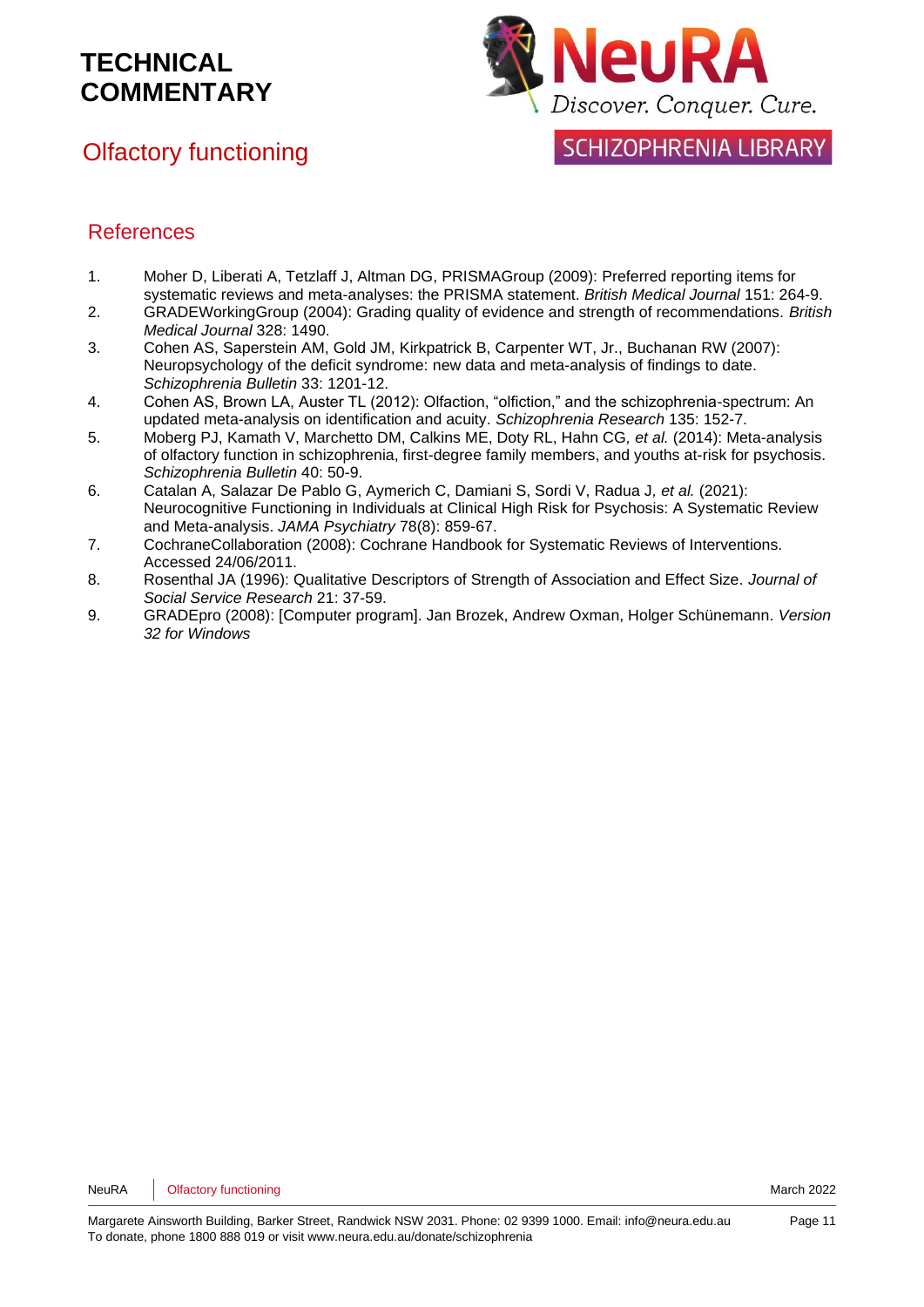## References

1. Moher D, Liberati A, Tetzlaff J, Altman DG, PRISMAGroup (2009): Preferred reporting items for systematic reviews and meta-analyses: the PRISMA statement. *British Medical Journal* 151: 264-9.
2. GRADEWorkingGroup (2004): Grading quality of evidence and strength of recommendations. *British Medical Journal* 328: 1490.
3. Cohen AS, Saperstein AM, Gold JM, Kirkpatrick B, Carpenter WT, Jr., Buchanan RW (2007): Neuropsychology of the deficit syndrome: new data and meta-analysis of findings to date. *Schizophrenia Bulletin* 33: 1201-12.
4. Cohen AS, Brown LA, Auster TL (2012): Olfaction, "olfiction," and the schizophrenia-spectrum: An updated meta-analysis on identification and acuity. *Schizophrenia Research* 135: 152-7.
5. Moberg PJ, Kamath V, Marchetto DM, Calkins ME, Doty RL, Hahn CG*, et al.* (2014): Meta-analysis of olfactory function in schizophrenia, first-degree family members, and youths at-risk for psychosis. *Schizophrenia Bulletin* 40: 50-9.
6. Catalan A, Salazar De Pablo G, Aymerich C, Damiani S, Sordi V, Radua J*, et al.* (2021): Neurocognitive Functioning in Individuals at Clinical High Risk for Psychosis: A Systematic Review and Meta-analysis. *JAMA Psychiatry* 78(8): 859-67.
7. CochraneCollaboration (2008): Cochrane Handbook for Systematic Reviews of Interventions. Accessed 24/06/2011.
8. Rosenthal JA (1996): Qualitative Descriptors of Strength of Association and Effect Size. *Journal of Social Service Research* 21: 37-59.
9. GRADEpro (2008): [Computer program]. Jan Brozek, Andrew Oxman, Holger Schünemann. *Version 32 for Windows*